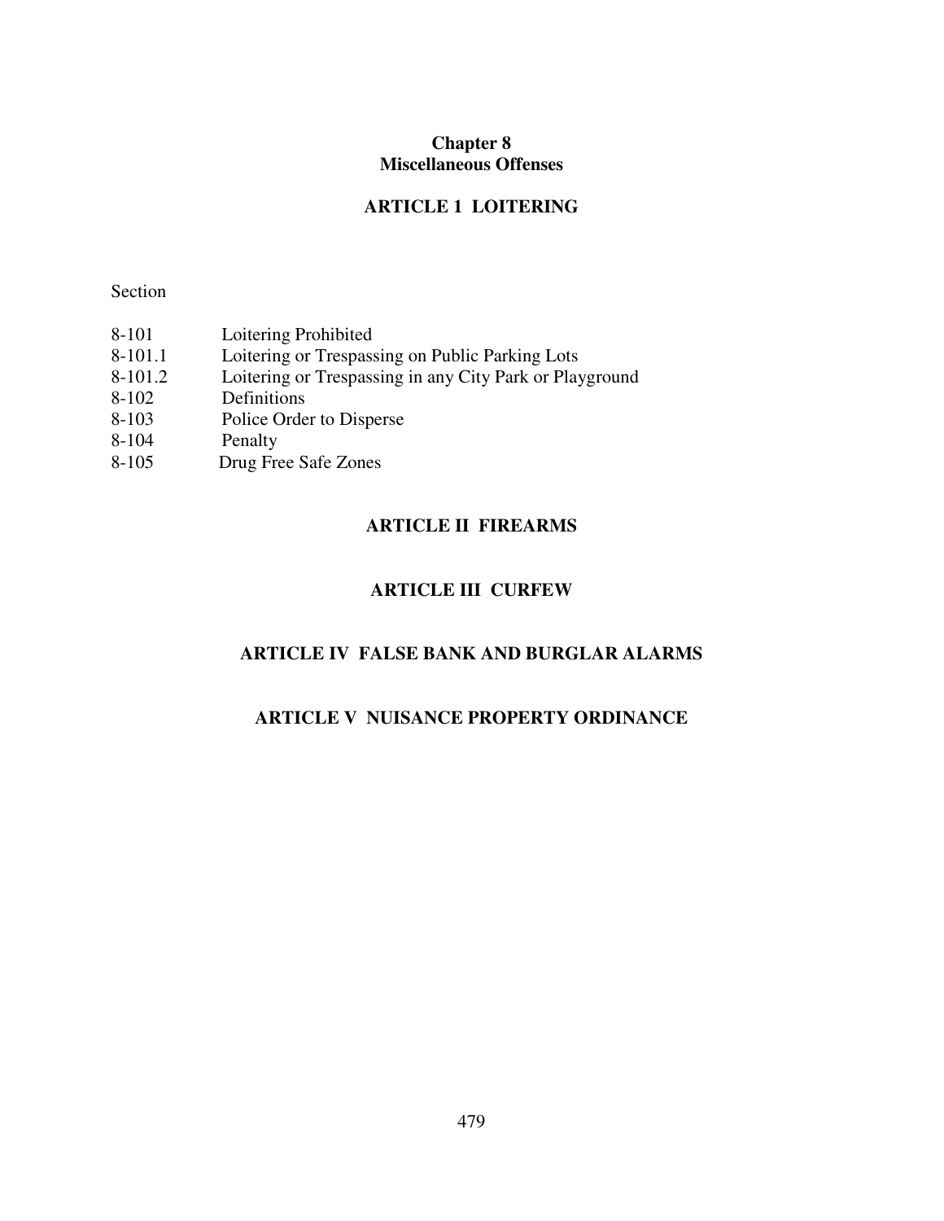# Chapter 8
# Miscellaneous Offenses

## ARTICLE 1 LOITERING

Section

| | |
|---|---|
| 8-101 | Loitering Prohibited |
| 8-101.1 | Loitering or Trespassing on Public Parking Lots |
| 8-101.2 | Loitering or Trespassing in any City Park or Playground |
| 8-102 | Definitions |
| 8-103 | Police Order to Disperse |
| 8-104 | Penalty |
| 8-105 | Drug Free Safe Zones |

## ARTICLE II FIREARMS

## ARTICLE III CURFEW

## ARTICLE IV FALSE BANK AND BURGLAR ALARMS

## ARTICLE V NUISANCE PROPERTY ORDINANCE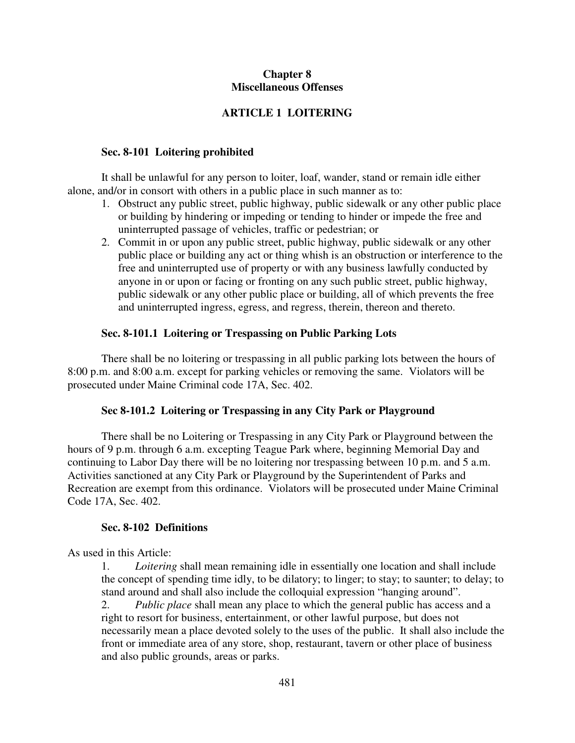# Chapter 8
# Miscellaneous Offenses

## ARTICLE 1 LOITERING

### Sec. 8-101 Loitering prohibited

It shall be unlawful for any person to loiter, loaf, wander, stand or remain idle either alone, and/or in consort with others in a public place in such manner as to:

1. Obstruct any public street, public highway, public sidewalk or any other public place or building by hindering or impeding or tending to hinder or impede the free and uninterrupted passage of vehicles, traffic or pedestrian; or
2. Commit in or upon any public street, public highway, public sidewalk or any other public place or building any act or thing whish is an obstruction or interference to the free and uninterrupted use of property or with any business lawfully conducted by anyone in or upon or facing or fronting on any such public street, public highway, public sidewalk or any other public place or building, all of which prevents the free and uninterrupted ingress, egress, and regress, therein, thereon and thereto.

### Sec. 8-101.1 Loitering or Trespassing on Public Parking Lots

There shall be no loitering or trespassing in all public parking lots between the hours of 8:00 p.m. and 8:00 a.m. except for parking vehicles or removing the same. Violators will be prosecuted under Maine Criminal code 17A, Sec. 402.

### Sec 8-101.2 Loitering or Trespassing in any City Park or Playground

There shall be no Loitering or Trespassing in any City Park or Playground between the hours of 9 p.m. through 6 a.m. excepting Teague Park where, beginning Memorial Day and continuing to Labor Day there will be no loitering nor trespassing between 10 p.m. and 5 a.m. Activities sanctioned at any City Park or Playground by the Superintendent of Parks and Recreation are exempt from this ordinance. Violators will be prosecuted under Maine Criminal Code 17A, Sec. 402.

### Sec. 8-102 Definitions

As used in this Article:

1. *Loitering* shall mean remaining idle in essentially one location and shall include the concept of spending time idly, to be dilatory; to linger; to stay; to saunter; to delay; to stand around and shall also include the colloquial expression "hanging around".
2. *Public place* shall mean any place to which the general public has access and a right to resort for business, entertainment, or other lawful purpose, but does not necessarily mean a place devoted solely to the uses of the public. It shall also include the front or immediate area of any store, shop, restaurant, tavern or other place of business and also public grounds, areas or parks.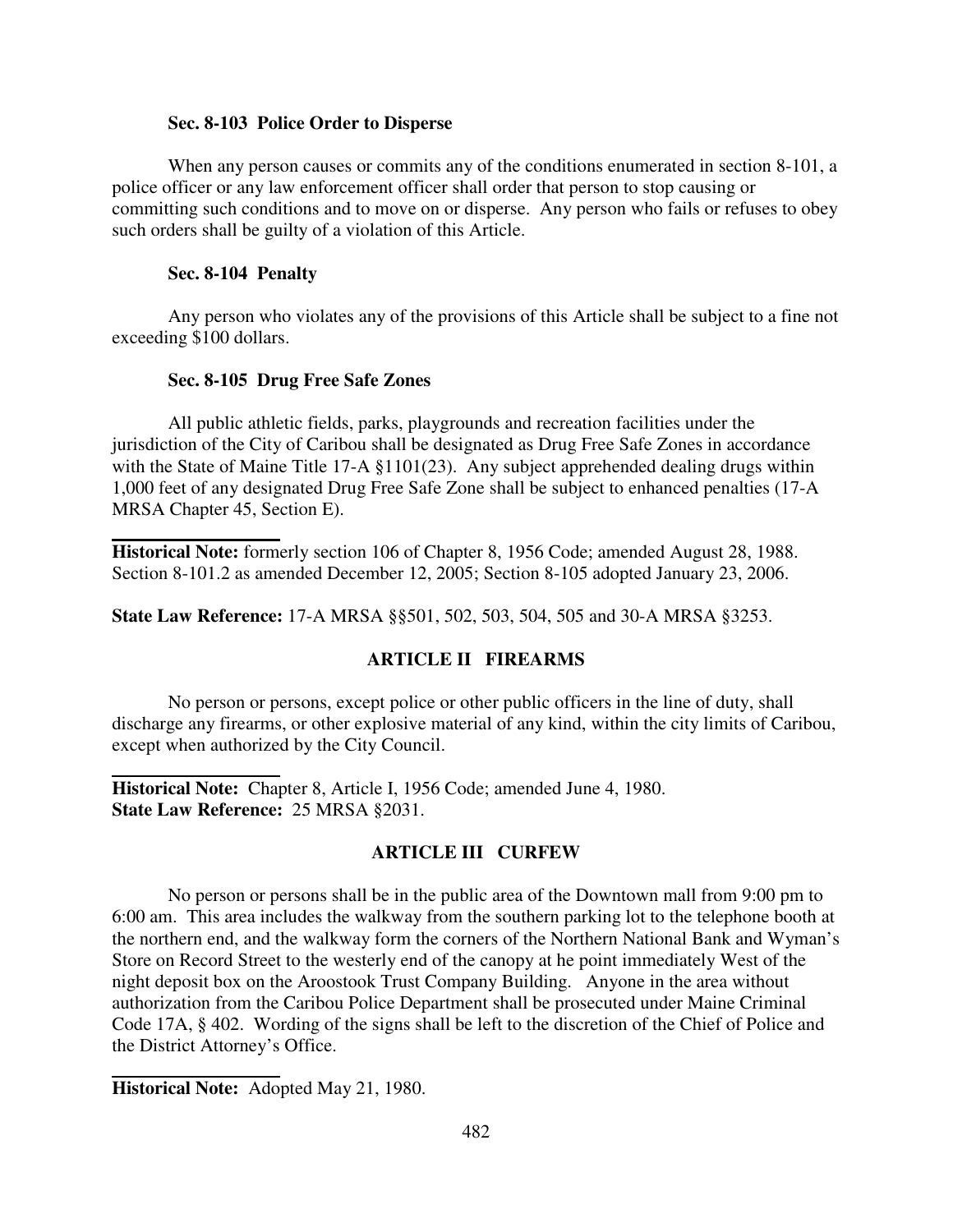### Sec. 8-103 Police Order to Disperse

When any person causes or commits any of the conditions enumerated in section 8-101, a police officer or any law enforcement officer shall order that person to stop causing or committing such conditions and to move on or disperse. Any person who fails or refuses to obey such orders shall be guilty of a violation of this Article.

### Sec. 8-104 Penalty

Any person who violates any of the provisions of this Article shall be subject to a fine not exceeding $100 dollars.

### Sec. 8-105 Drug Free Safe Zones

All public athletic fields, parks, playgrounds and recreation facilities under the jurisdiction of the City of Caribou shall be designated as Drug Free Safe Zones in accordance with the State of Maine Title 17-A §1101(23). Any subject apprehended dealing drugs within 1,000 feet of any designated Drug Free Safe Zone shall be subject to enhanced penalties (17-A MRSA Chapter 45, Section E).

---

**Historical Note:** formerly section 106 of Chapter 8, 1956 Code; amended August 28, 1988. Section 8-101.2 as amended December 12, 2005; Section 8-105 adopted January 23, 2006.

**State Law Reference:** 17-A MRSA §§501, 502, 503, 504, 505 and 30-A MRSA §3253.

## ARTICLE II FIREARMS

No person or persons, except police or other public officers in the line of duty, shall discharge any firearms, or other explosive material of any kind, within the city limits of Caribou, except when authorized by the City Council.

---

**Historical Note:** Chapter 8, Article I, 1956 Code; amended June 4, 1980.
**State Law Reference:** 25 MRSA §2031.

## ARTICLE III CURFEW

No person or persons shall be in the public area of the Downtown mall from 9:00 pm to 6:00 am. This area includes the walkway from the southern parking lot to the telephone booth at the northern end, and the walkway form the corners of the Northern National Bank and Wyman's Store on Record Street to the westerly end of the canopy at he point immediately West of the night deposit box on the Aroostook Trust Company Building. Anyone in the area without authorization from the Caribou Police Department shall be prosecuted under Maine Criminal Code 17A, § 402. Wording of the signs shall be left to the discretion of the Chief of Police and the District Attorney's Office.

---

**Historical Note:** Adopted May 21, 1980.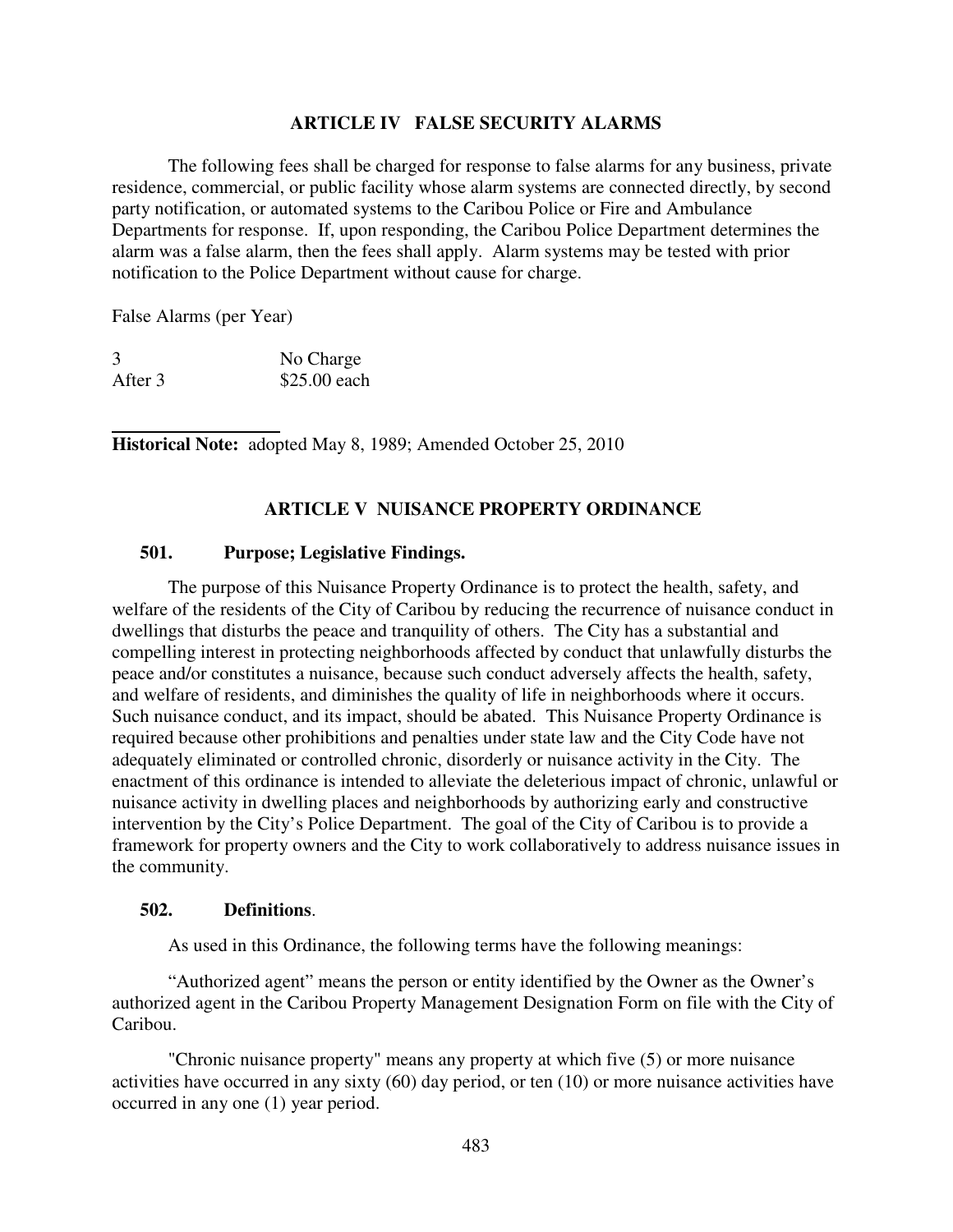## ARTICLE IV FALSE SECURITY ALARMS

The following fees shall be charged for response to false alarms for any business, private residence, commercial, or public facility whose alarm systems are connected directly, by second party notification, or automated systems to the Caribou Police or Fire and Ambulance Departments for response. If, upon responding, the Caribou Police Department determines the alarm was a false alarm, then the fees shall apply. Alarm systems may be tested with prior notification to the Police Department without cause for charge.

False Alarms (per Year)

| | |
|---|---|
| 3 | No Charge |
| After 3 | $25.00 each |

**Historical Note:** adopted May 8, 1989; Amended October 25, 2010

## ARTICLE V NUISANCE PROPERTY ORDINANCE

### 501. Purpose; Legislative Findings.

The purpose of this Nuisance Property Ordinance is to protect the health, safety, and welfare of the residents of the City of Caribou by reducing the recurrence of nuisance conduct in dwellings that disturbs the peace and tranquility of others. The City has a substantial and compelling interest in protecting neighborhoods affected by conduct that unlawfully disturbs the peace and/or constitutes a nuisance, because such conduct adversely affects the health, safety, and welfare of residents, and diminishes the quality of life in neighborhoods where it occurs. Such nuisance conduct, and its impact, should be abated. This Nuisance Property Ordinance is required because other prohibitions and penalties under state law and the City Code have not adequately eliminated or controlled chronic, disorderly or nuisance activity in the City. The enactment of this ordinance is intended to alleviate the deleterious impact of chronic, unlawful or nuisance activity in dwelling places and neighborhoods by authorizing early and constructive intervention by the City's Police Department. The goal of the City of Caribou is to provide a framework for property owners and the City to work collaboratively to address nuisance issues in the community.

### 502. Definitions.

As used in this Ordinance, the following terms have the following meanings:

"Authorized agent" means the person or entity identified by the Owner as the Owner's authorized agent in the Caribou Property Management Designation Form on file with the City of Caribou.

"Chronic nuisance property" means any property at which five (5) or more nuisance activities have occurred in any sixty (60) day period, or ten (10) or more nuisance activities have occurred in any one (1) year period.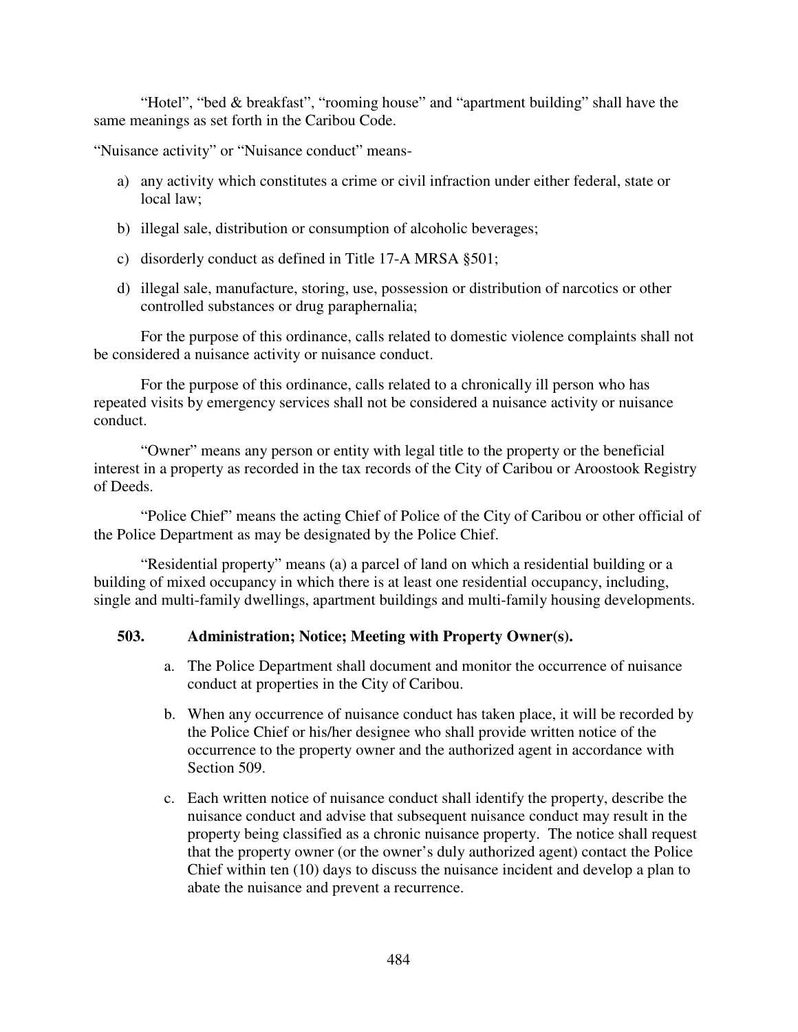"Hotel", "bed & breakfast", "rooming house" and "apartment building" shall have the same meanings as set forth in the Caribou Code.

"Nuisance activity" or "Nuisance conduct" means-

a) any activity which constitutes a crime or civil infraction under either federal, state or local law;

b) illegal sale, distribution or consumption of alcoholic beverages;

c) disorderly conduct as defined in Title 17-A MRSA §501;

d) illegal sale, manufacture, storing, use, possession or distribution of narcotics or other controlled substances or drug paraphernalia;

For the purpose of this ordinance, calls related to domestic violence complaints shall not be considered a nuisance activity or nuisance conduct.

For the purpose of this ordinance, calls related to a chronically ill person who has repeated visits by emergency services shall not be considered a nuisance activity or nuisance conduct.

"Owner" means any person or entity with legal title to the property or the beneficial interest in a property as recorded in the tax records of the City of Caribou or Aroostook Registry of Deeds.

"Police Chief" means the acting Chief of Police of the City of Caribou or other official of the Police Department as may be designated by the Police Chief.

"Residential property" means (a) a parcel of land on which a residential building or a building of mixed occupancy in which there is at least one residential occupancy, including, single and multi-family dwellings, apartment buildings and multi-family housing developments.

**503. Administration; Notice; Meeting with Property Owner(s).**

a. The Police Department shall document and monitor the occurrence of nuisance conduct at properties in the City of Caribou.

b. When any occurrence of nuisance conduct has taken place, it will be recorded by the Police Chief or his/her designee who shall provide written notice of the occurrence to the property owner and the authorized agent in accordance with Section 509.

c. Each written notice of nuisance conduct shall identify the property, describe the nuisance conduct and advise that subsequent nuisance conduct may result in the property being classified as a chronic nuisance property. The notice shall request that the property owner (or the owner's duly authorized agent) contact the Police Chief within ten (10) days to discuss the nuisance incident and develop a plan to abate the nuisance and prevent a recurrence.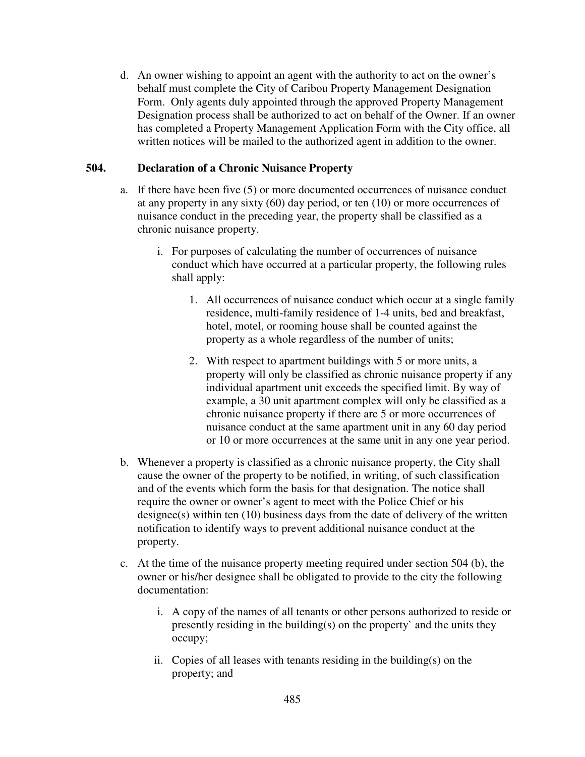d. An owner wishing to appoint an agent with the authority to act on the owner's behalf must complete the City of Caribou Property Management Designation Form. Only agents duly appointed through the approved Property Management Designation process shall be authorized to act on behalf of the Owner. If an owner has completed a Property Management Application Form with the City office, all written notices will be mailed to the authorized agent in addition to the owner.

## 504. Declaration of a Chronic Nuisance Property

a. If there have been five (5) or more documented occurrences of nuisance conduct at any property in any sixty (60) day period, or ten (10) or more occurrences of nuisance conduct in the preceding year, the property shall be classified as a chronic nuisance property.

   i. For purposes of calculating the number of occurrences of nuisance conduct which have occurred at a particular property, the following rules shall apply:

      1. All occurrences of nuisance conduct which occur at a single family residence, multi-family residence of 1-4 units, bed and breakfast, hotel, motel, or rooming house shall be counted against the property as a whole regardless of the number of units;

      2. With respect to apartment buildings with 5 or more units, a property will only be classified as chronic nuisance property if any individual apartment unit exceeds the specified limit. By way of example, a 30 unit apartment complex will only be classified as a chronic nuisance property if there are 5 or more occurrences of nuisance conduct at the same apartment unit in any 60 day period or 10 or more occurrences at the same unit in any one year period.

b. Whenever a property is classified as a chronic nuisance property, the City shall cause the owner of the property to be notified, in writing, of such classification and of the events which form the basis for that designation. The notice shall require the owner or owner's agent to meet with the Police Chief or his designee(s) within ten (10) business days from the date of delivery of the written notification to identify ways to prevent additional nuisance conduct at the property.

c. At the time of the nuisance property meeting required under section 504 (b), the owner or his/her designee shall be obligated to provide to the city the following documentation:

   i. A copy of the names of all tenants or other persons authorized to reside or presently residing in the building(s) on the property` and the units they occupy;

   ii. Copies of all leases with tenants residing in the building(s) on the property; and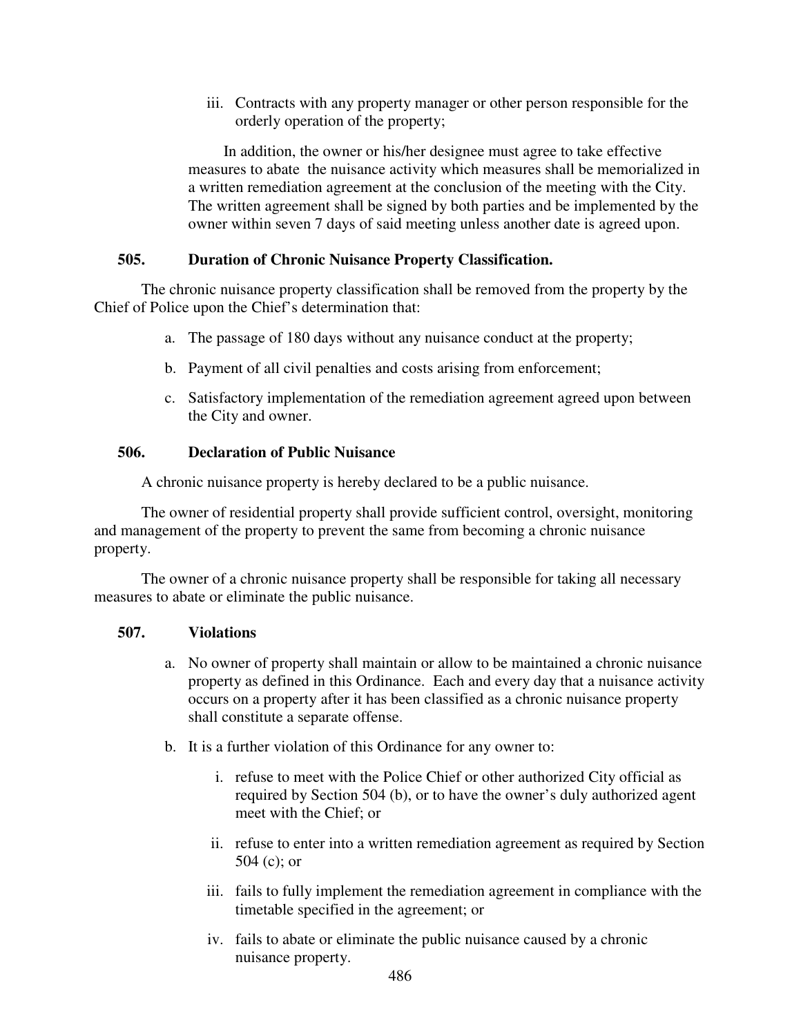iii. Contracts with any property manager or other person responsible for the orderly operation of the property;

In addition, the owner or his/her designee must agree to take effective measures to abate the nuisance activity which measures shall be memorialized in a written remediation agreement at the conclusion of the meeting with the City. The written agreement shall be signed by both parties and be implemented by the owner within seven 7 days of said meeting unless another date is agreed upon.

### 505. Duration of Chronic Nuisance Property Classification.

The chronic nuisance property classification shall be removed from the property by the Chief of Police upon the Chief's determination that:

a. The passage of 180 days without any nuisance conduct at the property;

b. Payment of all civil penalties and costs arising from enforcement;

c. Satisfactory implementation of the remediation agreement agreed upon between the City and owner.

### 506. Declaration of Public Nuisance

A chronic nuisance property is hereby declared to be a public nuisance.

The owner of residential property shall provide sufficient control, oversight, monitoring and management of the property to prevent the same from becoming a chronic nuisance property.

The owner of a chronic nuisance property shall be responsible for taking all necessary measures to abate or eliminate the public nuisance.

### 507. Violations

a. No owner of property shall maintain or allow to be maintained a chronic nuisance property as defined in this Ordinance. Each and every day that a nuisance activity occurs on a property after it has been classified as a chronic nuisance property shall constitute a separate offense.

b. It is a further violation of this Ordinance for any owner to:

   i. refuse to meet with the Police Chief or other authorized City official as required by Section 504 (b), or to have the owner's duly authorized agent meet with the Chief; or

   ii. refuse to enter into a written remediation agreement as required by Section 504 (c); or

   iii. fails to fully implement the remediation agreement in compliance with the timetable specified in the agreement; or

   iv. fails to abate or eliminate the public nuisance caused by a chronic nuisance property.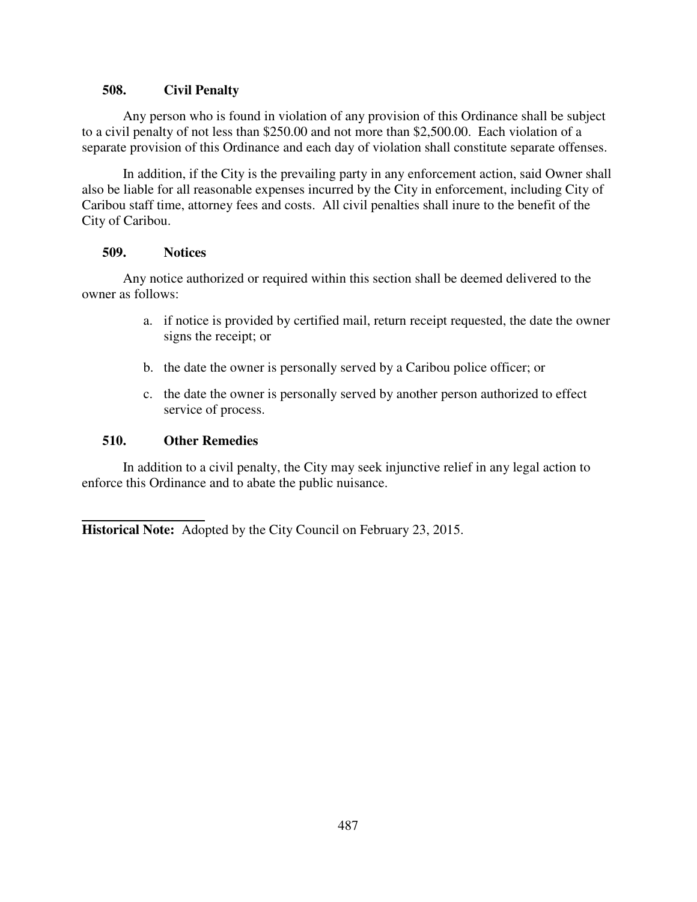### 508. Civil Penalty

Any person who is found in violation of any provision of this Ordinance shall be subject to a civil penalty of not less than $250.00 and not more than $2,500.00. Each violation of a separate provision of this Ordinance and each day of violation shall constitute separate offenses.

In addition, if the City is the prevailing party in any enforcement action, said Owner shall also be liable for all reasonable expenses incurred by the City in enforcement, including City of Caribou staff time, attorney fees and costs. All civil penalties shall inure to the benefit of the City of Caribou.

### 509. Notices

Any notice authorized or required within this section shall be deemed delivered to the owner as follows:

a. if notice is provided by certified mail, return receipt requested, the date the owner signs the receipt; or

b. the date the owner is personally served by a Caribou police officer; or

c. the date the owner is personally served by another person authorized to effect service of process.

### 510. Other Remedies

In addition to a civil penalty, the City may seek injunctive relief in any legal action to enforce this Ordinance and to abate the public nuisance.

---

**Historical Note:** Adopted by the City Council on February 23, 2015.